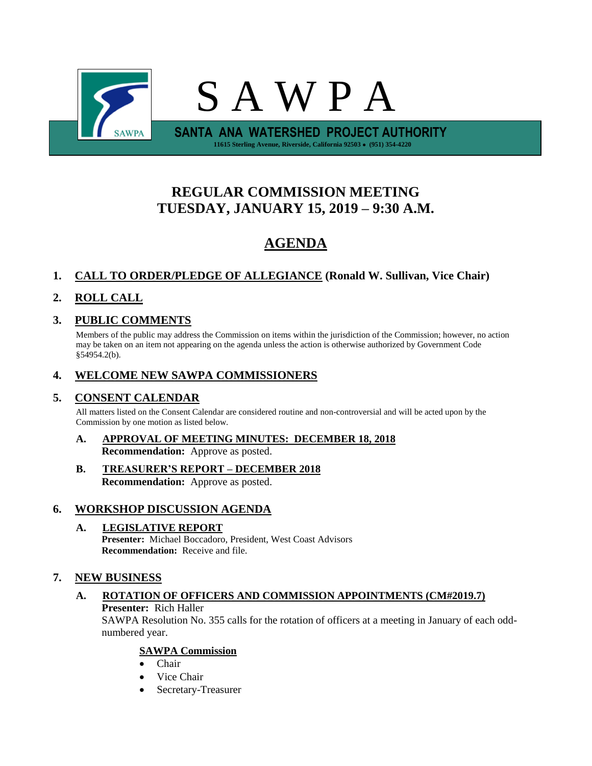# S A W P A

**SANTA ANA WATERSHED PROJECT AUTHORITY**

**11615 Sterling Avenue, Riverside, California 92503 • (951) 354-4220**

## REGULAR COMMISSION MEETING
## TUESDAY, JANUARY 15, 2019 – 9:30 A.M.

## AGENDA

### 1. CALL TO ORDER/PLEDGE OF ALLEGIANCE (Ronald W. Sullivan, Vice Chair)

### 2. ROLL CALL

### 3. PUBLIC COMMENTS

Members of the public may address the Commission on items within the jurisdiction of the Commission; however, no action may be taken on an item not appearing on the agenda unless the action is otherwise authorized by Government Code §54954.2(b).

### 4. WELCOME NEW SAWPA COMMISSIONERS

### 5. CONSENT CALENDAR

All matters listed on the Consent Calendar are considered routine and non-controversial and will be acted upon by the Commission by one motion as listed below.

**A. APPROVAL OF MEETING MINUTES: DECEMBER 18, 2018**
**Recommendation:** Approve as posted.

**B. TREASURER'S REPORT – DECEMBER 2018**
**Recommendation:** Approve as posted.

### 6. WORKSHOP DISCUSSION AGENDA

**A. LEGISLATIVE REPORT**
**Presenter:** Michael Boccadoro, President, West Coast Advisors
**Recommendation:** Receive and file.

### 7. NEW BUSINESS

**A. ROTATION OF OFFICERS AND COMMISSION APPOINTMENTS (CM#2019.7)**
**Presenter:** Rich Haller
SAWPA Resolution No. 355 calls for the rotation of officers at a meeting in January of each odd-numbered year.

**SAWPA Commission**

- Chair
- Vice Chair
- Secretary-Treasurer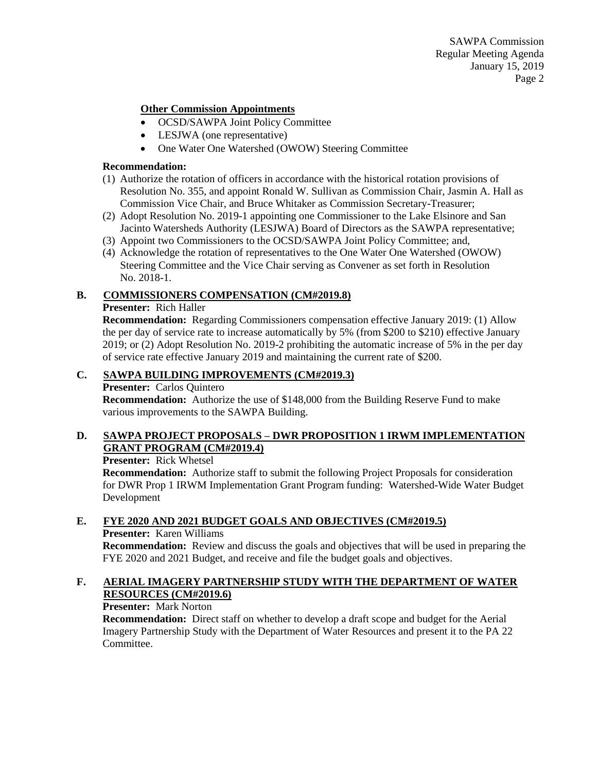**Other Commission Appointments**

- OCSD/SAWPA Joint Policy Committee
- LESJWA (one representative)
- One Water One Watershed (OWOW) Steering Committee

**Recommendation:**

(1) Authorize the rotation of officers in accordance with the historical rotation provisions of Resolution No. 355, and appoint Ronald W. Sullivan as Commission Chair, Jasmin A. Hall as Commission Vice Chair, and Bruce Whitaker as Commission Secretary-Treasurer;

(2) Adopt Resolution No. 2019-1 appointing one Commissioner to the Lake Elsinore and San Jacinto Watersheds Authority (LESJWA) Board of Directors as the SAWPA representative;

(3) Appoint two Commissioners to the OCSD/SAWPA Joint Policy Committee; and,

(4) Acknowledge the rotation of representatives to the One Water One Watershed (OWOW) Steering Committee and the Vice Chair serving as Convener as set forth in Resolution No. 2018-1.

**B. COMMISSIONERS COMPENSATION (CM#2019.8)**

**Presenter:** Rich Haller

**Recommendation:** Regarding Commissioners compensation effective January 2019: (1) Allow the per day of service rate to increase automatically by 5% (from $200 to $210) effective January 2019; or (2) Adopt Resolution No. 2019-2 prohibiting the automatic increase of 5% in the per day of service rate effective January 2019 and maintaining the current rate of $200.

**C. SAWPA BUILDING IMPROVEMENTS (CM#2019.3)**

**Presenter:** Carlos Quintero

**Recommendation:** Authorize the use of $148,000 from the Building Reserve Fund to make various improvements to the SAWPA Building.

**D. SAWPA PROJECT PROPOSALS – DWR PROPOSITION 1 IRWM IMPLEMENTATION GRANT PROGRAM (CM#2019.4)**

**Presenter:** Rick Whetsel

**Recommendation:** Authorize staff to submit the following Project Proposals for consideration for DWR Prop 1 IRWM Implementation Grant Program funding: Watershed-Wide Water Budget Development

**E. FYE 2020 AND 2021 BUDGET GOALS AND OBJECTIVES (CM#2019.5)**

**Presenter:** Karen Williams

**Recommendation:** Review and discuss the goals and objectives that will be used in preparing the FYE 2020 and 2021 Budget, and receive and file the budget goals and objectives.

**F. AERIAL IMAGERY PARTNERSHIP STUDY WITH THE DEPARTMENT OF WATER RESOURCES (CM#2019.6)**

**Presenter:** Mark Norton

**Recommendation:** Direct staff on whether to develop a draft scope and budget for the Aerial Imagery Partnership Study with the Department of Water Resources and present it to the PA 22 Committee.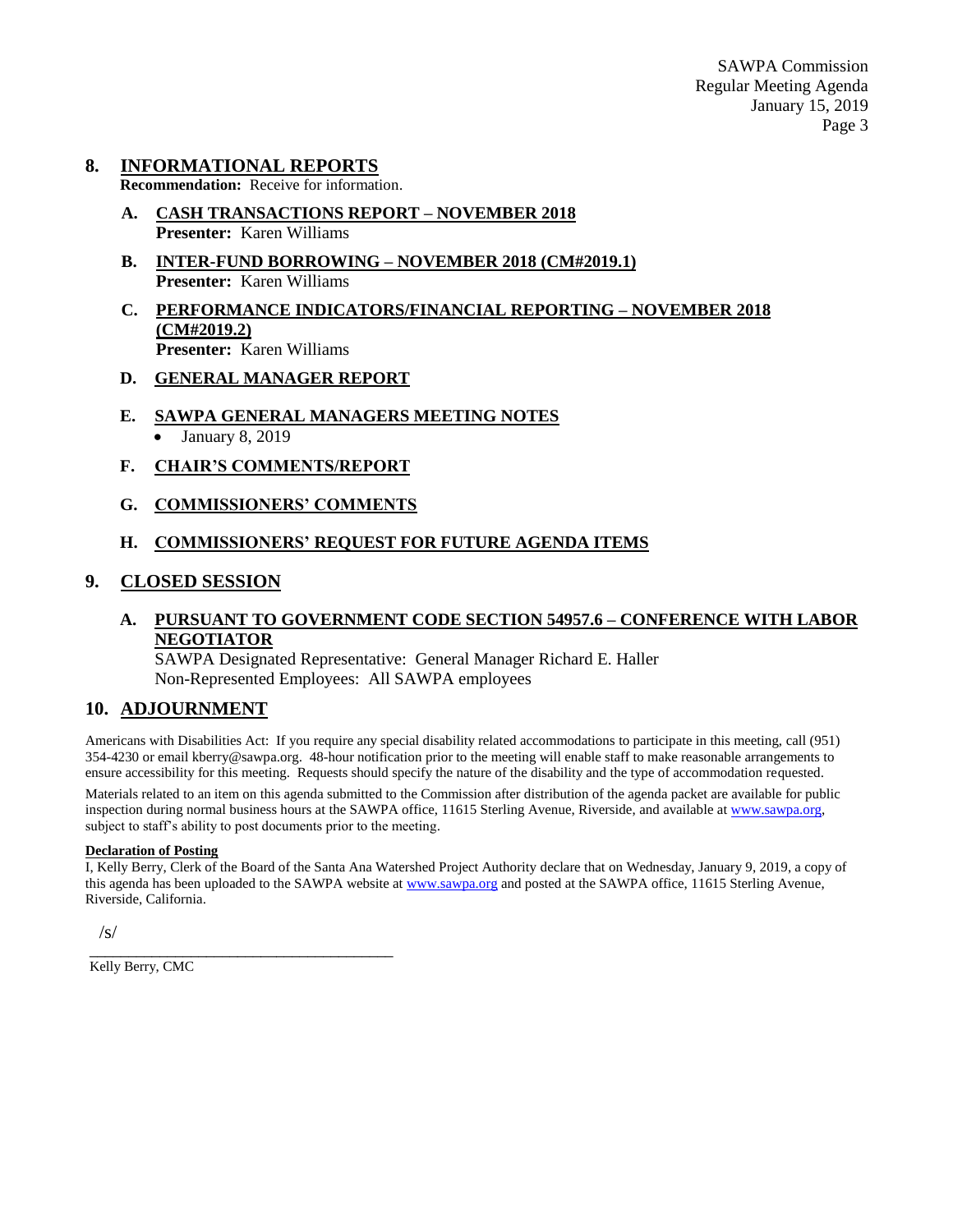## 8. INFORMATIONAL REPORTS

**Recommendation:** Receive for information.

### A. CASH TRANSACTIONS REPORT – NOVEMBER 2018

**Presenter:** Karen Williams

### B. INTER-FUND BORROWING – NOVEMBER 2018 (CM#2019.1)

**Presenter:** Karen Williams

### C. PERFORMANCE INDICATORS/FINANCIAL REPORTING – NOVEMBER 2018 (CM#2019.2)

**Presenter:** Karen Williams

### D. GENERAL MANAGER REPORT

### E. SAWPA GENERAL MANAGERS MEETING NOTES

- January 8, 2019

### F. CHAIR'S COMMENTS/REPORT

### G. COMMISSIONERS' COMMENTS

### H. COMMISSIONERS' REQUEST FOR FUTURE AGENDA ITEMS

## 9. CLOSED SESSION

### A. PURSUANT TO GOVERNMENT CODE SECTION 54957.6 – CONFERENCE WITH LABOR NEGOTIATOR

SAWPA Designated Representative: General Manager Richard E. Haller
Non-Represented Employees: All SAWPA employees

## 10. ADJOURNMENT

Americans with Disabilities Act: If you require any special disability related accommodations to participate in this meeting, call (951) 354-4230 or email kberry@sawpa.org. 48-hour notification prior to the meeting will enable staff to make reasonable arrangements to ensure accessibility for this meeting. Requests should specify the nature of the disability and the type of accommodation requested.

Materials related to an item on this agenda submitted to the Commission after distribution of the agenda packet are available for public inspection during normal business hours at the SAWPA office, 11615 Sterling Avenue, Riverside, and available at www.sawpa.org, subject to staff's ability to post documents prior to the meeting.

**Declaration of Posting**

I, Kelly Berry, Clerk of the Board of the Santa Ana Watershed Project Authority declare that on Wednesday, January 9, 2019, a copy of this agenda has been uploaded to the SAWPA website at www.sawpa.org and posted at the SAWPA office, 11615 Sterling Avenue, Riverside, California.

/s/

\_\_\_\_\_\_\_\_\_\_\_\_\_\_\_\_\_\_\_\_\_\_\_\_\_\_\_\_\_\_\_\_\_\_\_\_\_\_\_\_

Kelly Berry, CMC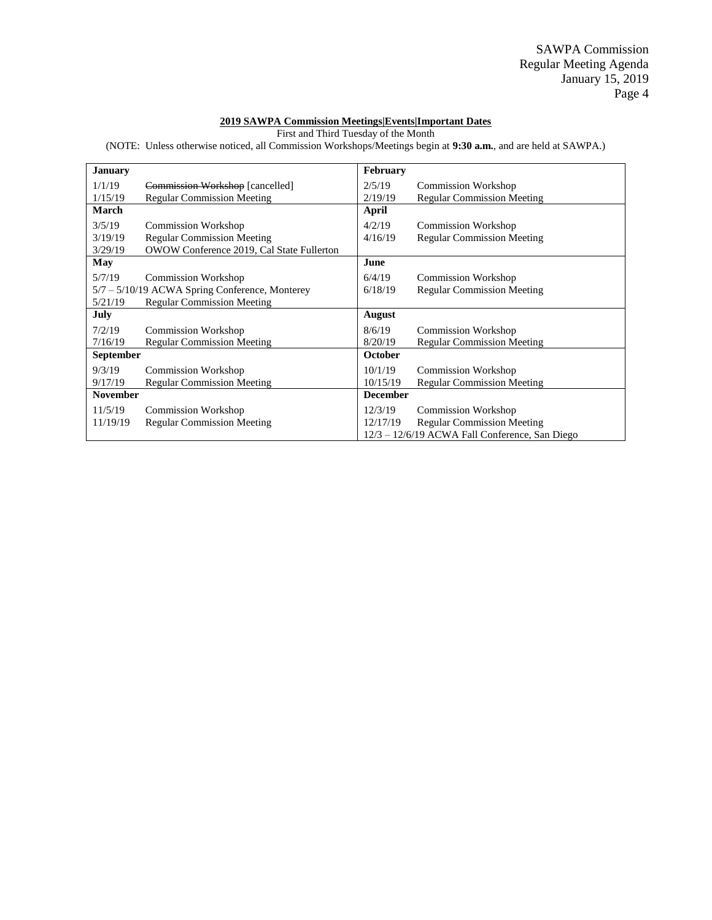**2019 SAWPA Commission Meetings|Events|Important Dates**

First and Third Tuesday of the Month

(NOTE: Unless otherwise noticed, all Commission Workshops/Meetings begin at **9:30 a.m.**, and are held at SAWPA.)

| **January** | | **February** | |
|---|---|---|---|
| 1/1/19 | ~~Commission Workshop~~ [cancelled] | 2/5/19 | Commission Workshop |
| 1/15/19 | Regular Commission Meeting | 2/19/19 | Regular Commission Meeting |
| **March** | | **April** | |
| 3/5/19 | Commission Workshop | 4/2/19 | Commission Workshop |
| 3/19/19 | Regular Commission Meeting | 4/16/19 | Regular Commission Meeting |
| 3/29/19 | OWOW Conference 2019, Cal State Fullerton | | |
| **May** | | **June** | |
| 5/7/19 | Commission Workshop | 6/4/19 | Commission Workshop |
| 5/7 – 5/10/19 ACWA Spring Conference, Monterey | | 6/18/19 | Regular Commission Meeting |
| 5/21/19 | Regular Commission Meeting | | |
| **July** | | **August** | |
| 7/2/19 | Commission Workshop | 8/6/19 | Commission Workshop |
| 7/16/19 | Regular Commission Meeting | 8/20/19 | Regular Commission Meeting |
| **September** | | **October** | |
| 9/3/19 | Commission Workshop | 10/1/19 | Commission Workshop |
| 9/17/19 | Regular Commission Meeting | 10/15/19 | Regular Commission Meeting |
| **November** | | **December** | |
| 11/5/19 | Commission Workshop | 12/3/19 | Commission Workshop |
| 11/19/19 | Regular Commission Meeting | 12/17/19 | Regular Commission Meeting |
| | | 12/3 – 12/6/19 ACWA Fall Conference, San Diego | |